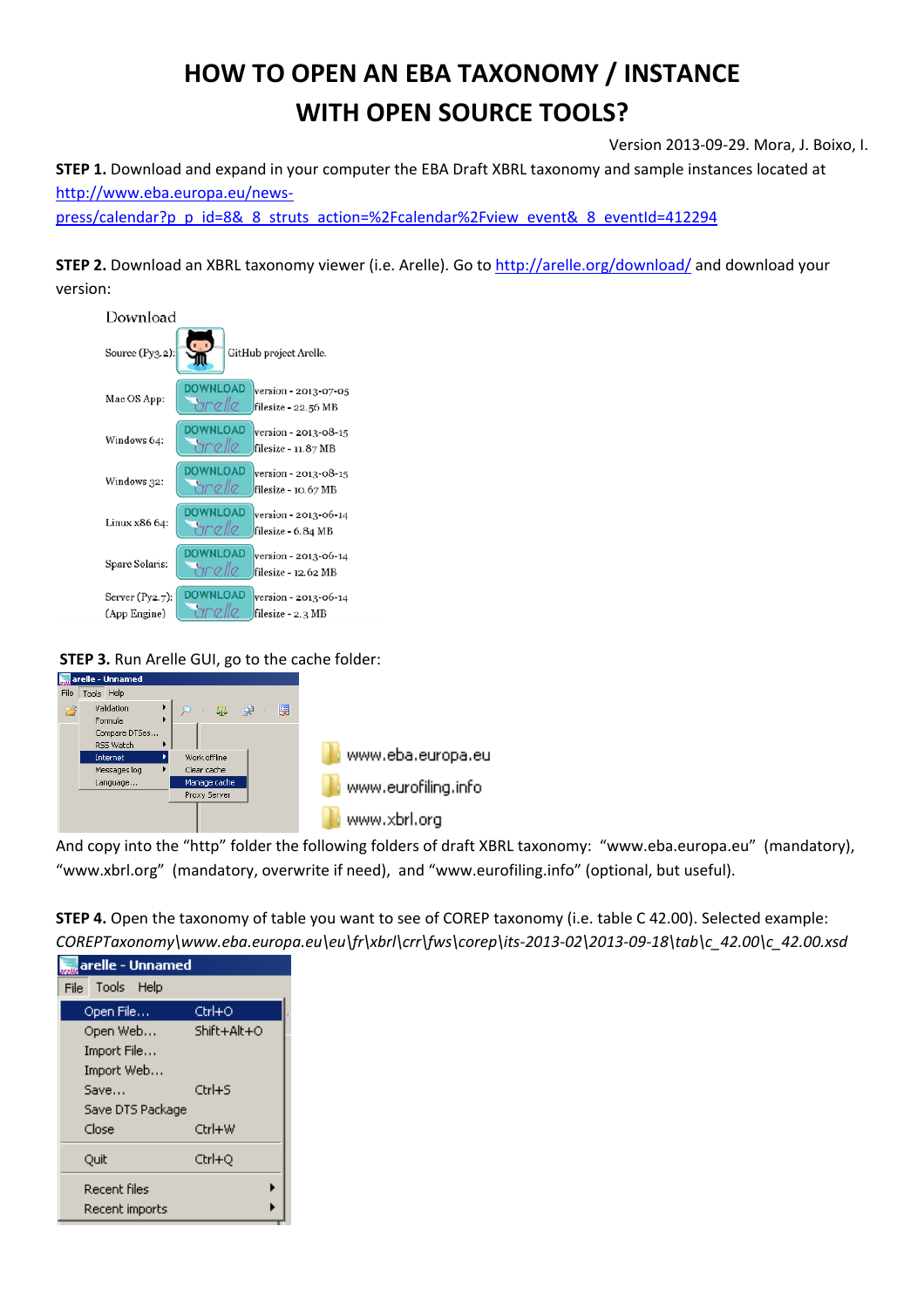# HOW TO OPEN AN EBA TAXONOMY / INSTANCE WITH OPEN SOURCE TOOLS?

Version 2013-09-29. Mora, J. Boixo, I.

**STEP 1.** Download and expand in your computer the EBA Draft XBRL taxonomy and sample instances located at http://www.eba.europa.eu/news-press/calendar?p_p_id=8&_8_struts_action=%2Fcalendar%2Fview_event&_8_eventId=412294

**STEP 2.** Download an XBRL taxonomy viewer (i.e. Arelle). Go to http://arelle.org/download/ and download your version:

Download

| | | |
|---|---|---|
| Source (Py3.2): | | GitHub project Arelle. |
| Mac OS App: | DOWNLOAD arelle | version - 2013-07-05 filesize - 22.56 MB |
| Windows 64: | DOWNLOAD arelle | version - 2013-08-15 filesize - 11.87 MB |
| Windows 32: | DOWNLOAD arelle | version - 2013-08-15 filesize - 10.67 MB |
| Linux x86 64: | DOWNLOAD arelle | version - 2013-06-14 filesize - 6.84 MB |
| Sparc Solaris: | DOWNLOAD arelle | version - 2013-06-14 filesize - 12.62 MB |
| Server (Py2.7): (App Engine) | DOWNLOAD arelle | version - 2013-06-14 filesize - 2.3 MB |

**STEP 3.** Run Arelle GUI, go to the cache folder:

arelle - Unnamed

File | Tools | Help

- Validation
- Formula
- Compare DTSes...
- RSS Watch
- Internet
  - Work offline
  - Clear cache
  - Manage cache
  - Proxy Server
- Messages log
- Language...

- www.eba.europa.eu
- www.eurofiling.info
- www.xbrl.org

And copy into the "http" folder the following folders of draft XBRL taxonomy: "www.eba.europa.eu" (mandatory), "www.xbrl.org" (mandatory, overwrite if need), and "www.eurofiling.info" (optional, but useful).

**STEP 4.** Open the taxonomy of table you want to see of COREP taxonomy (i.e. table C 42.00). Selected example: *COREPTaxonomy\www.eba.europa.eu\eu\fr\xbrl\crr\fws\corep\its-2013-02\2013-09-18\tab\c_42.00\c_42.00.xsd*

arelle - Unnamed

File | Tools | Help

| | |
|---|---|
| Open File... | Ctrl+O |
| Open Web... | Shift+Alt+O |
| Import File... | |
| Import Web... | |
| Save... | Ctrl+S |
| Save DTS Package | |
| Close | Ctrl+W |
| Quit | Ctrl+Q |
| Recent files | |
| Recent imports | |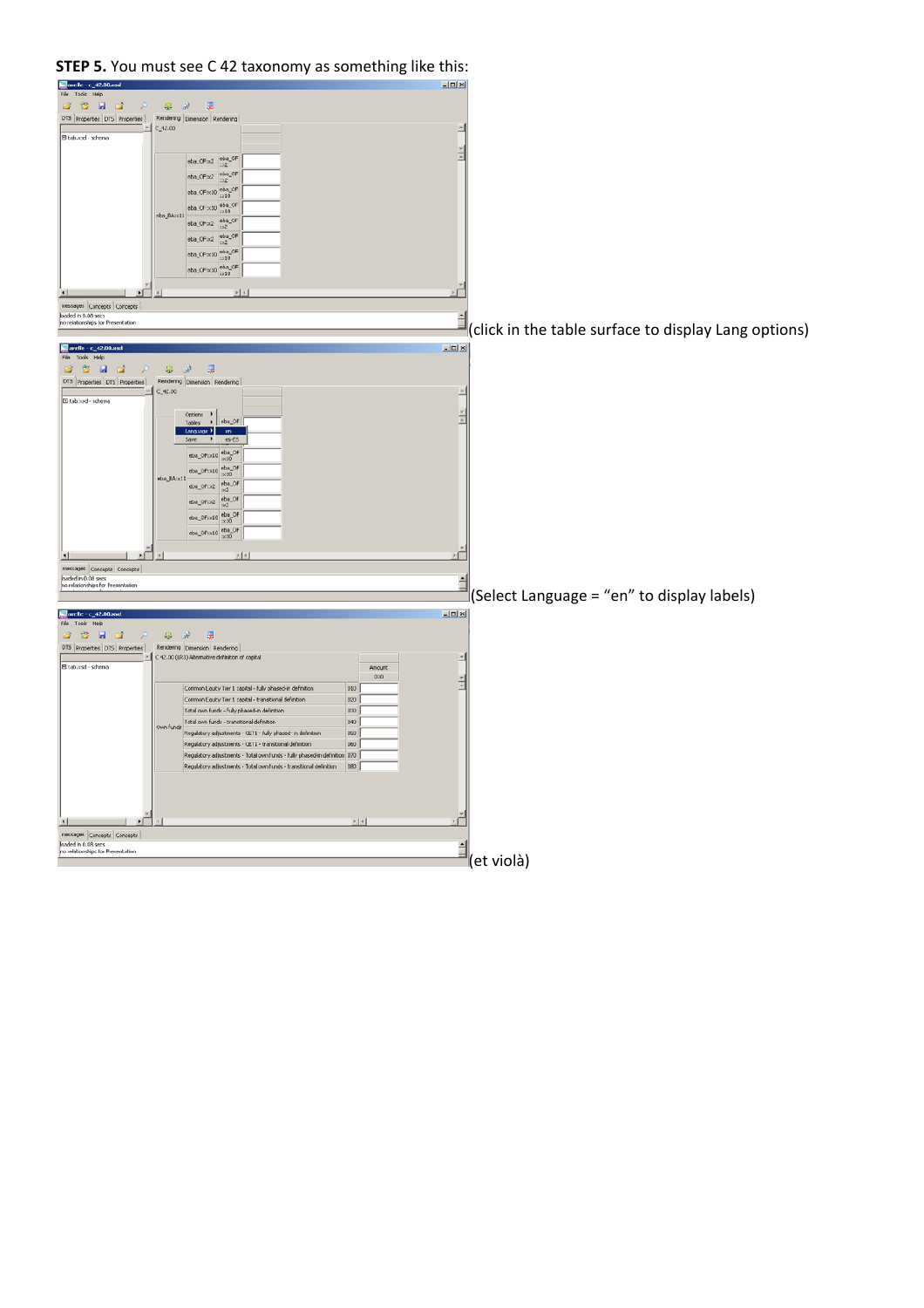**STEP 5.** You must see C 42 taxonomy as something like this:

(click in the table surface to display Lang options)

(Select Language = "en" to display labels)

(et violà)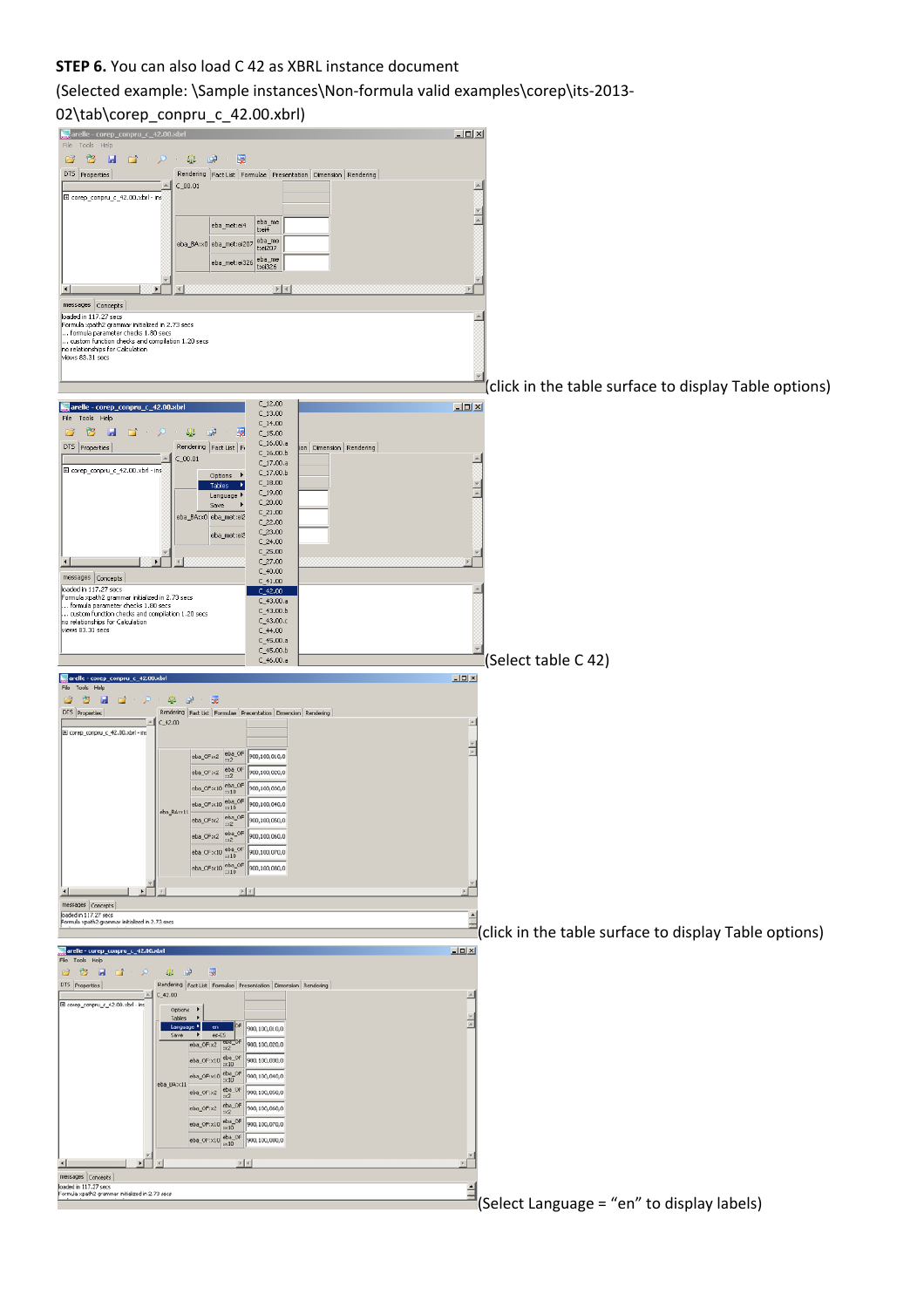**STEP 6.** You can also load C 42 as XBRL instance document

(Selected example: \Sample instances\Non-formula valid examples\corep\its-2013-02\tab\corep_conpru_c_42.00.xbrl)

(click in the table surface to display Table options)

(Select table C 42)

(click in the table surface to display Table options)

(Select Language = "en" to display labels)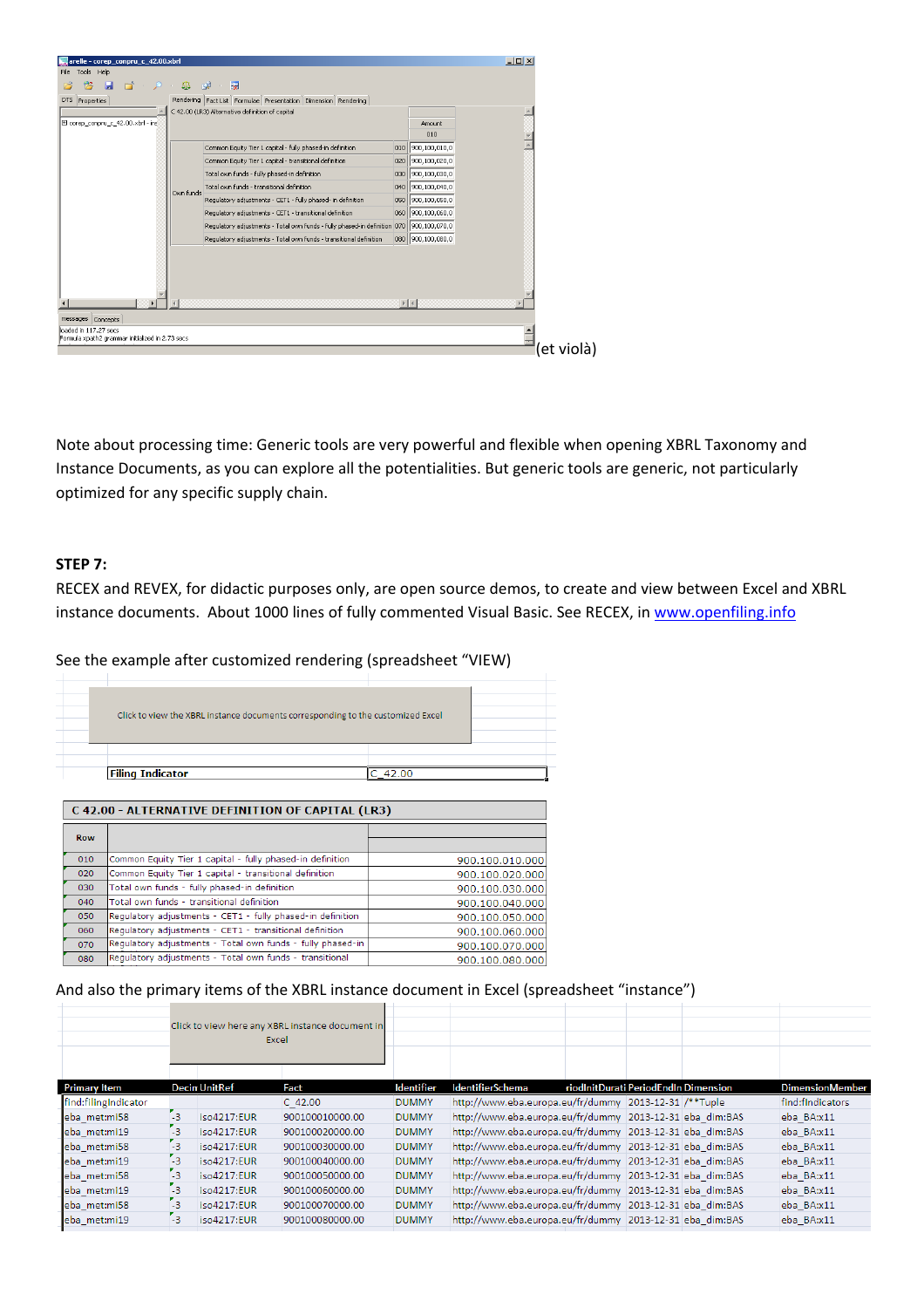arelle - corep_conpru_c_42.00.xbrl

File Tools Help

DTS | Properties | Rendering | Fact List | Formulae | Presentation | Dimension | Rendering

corep_conpru_c_42.00.xbrl

C 42.00 (LR3) Alternative definition of capital

| | | | Amount |
|---|---|---|---|
| | | | 010 |
| Own funds | Common Equity Tier 1 capital - fully phased-in definition | 010 | 900,100,010,0 |
| | Common Equity Tier 1 capital - transitional definition | 020 | 900,100,020,0 |
| | Total own funds - fully phased-in definition | 030 | 900,100,030,0 |
| | Total own funds - transitional definition | 040 | 900,100,040,0 |
| | Regulatory adjustments - CET1 - fully phased- in definition | 050 | 900,100,050,0 |
| | Regulatory adjustments - CET1 - transitional definition | 060 | 900,100,060,0 |
| | Regulatory adjustments - Total own funds - fully phased-in definition | 070 | 900,100,070,0 |
| | Regulatory adjustments - Total own funds - transitional definition | 080 | 900,100,080,0 |

messages | Concepts

loaded in 117.27 secs
Formula xpath2 grammar initialized in 2.73 secs

(et violà)

Note about processing time: Generic tools are very powerful and flexible when opening XBRL Taxonomy and Instance Documents, as you can explore all the potentialities. But generic tools are generic, not particularly optimized for any specific supply chain.

**STEP 7:**

RECEX and REVEX, for didactic purposes only, are open source demos, to create and view between Excel and XBRL instance documents. About 1000 lines of fully commented Visual Basic. See RECEX, in www.openfiling.info

See the example after customized rendering (spreadsheet "VIEW)

Click to view the XBRL instance documents corresponding to the customized Excel

**Filing Indicator** C_42.00

**C 42.00 - ALTERNATIVE DEFINITION OF CAPITAL (LR3)**

| Row | | |
|---|---|---|
| 010 | Common Equity Tier 1 capital - fully phased-in definition | 900.100.010.000 |
| 020 | Common Equity Tier 1 capital - transitional definition | 900.100.020.000 |
| 030 | Total own funds - fully phased-in definition | 900.100.030.000 |
| 040 | Total own funds - transitional definition | 900.100.040.000 |
| 050 | Regulatory adjustments - CET1 - fully phased-in definition | 900.100.050.000 |
| 060 | Regulatory adjustments - CET1 - transitional definition | 900.100.060.000 |
| 070 | Regulatory adjustments - Total own funds - fully phased-in | 900.100.070.000 |
| 080 | Regulatory adjustments - Total own funds - transitional | 900.100.080.000 |

And also the primary items of the XBRL instance document in Excel (spreadsheet "instance")

Click to view here any XBRL instance document in Excel

| Primary Item | Decin | UnitRef | Fact | Identifier | IdentifierSchema | riodInitDurati | PeriodEndIn | Dimension | DimensionMember |
|---|---|---|---|---|---|---|---|---|---|
| find:filingIndicator | | | C_42.00 | DUMMY | http://www.eba.europa.eu/fr/dummy | | 2013-12-31 | /**Tuple | find:fIndicators |
| eba_met:mi58 | -3 | iso4217:EUR | 900100010000.00 | DUMMY | http://www.eba.europa.eu/fr/dummy | | 2013-12-31 | eba_dim:BAS | eba_BA:x11 |
| eba_met:mi19 | -3 | iso4217:EUR | 900100020000.00 | DUMMY | http://www.eba.europa.eu/fr/dummy | | 2013-12-31 | eba_dim:BAS | eba_BA:x11 |
| eba_met:mi58 | -3 | iso4217:EUR | 900100030000.00 | DUMMY | http://www.eba.europa.eu/fr/dummy | | 2013-12-31 | eba_dim:BAS | eba_BA:x11 |
| eba_met:mi19 | -3 | iso4217:EUR | 900100040000.00 | DUMMY | http://www.eba.europa.eu/fr/dummy | | 2013-12-31 | eba_dim:BAS | eba_BA:x11 |
| eba_met:mi58 | -3 | iso4217:EUR | 900100050000.00 | DUMMY | http://www.eba.europa.eu/fr/dummy | | 2013-12-31 | eba_dim:BAS | eba_BA:x11 |
| eba_met:mi19 | -3 | iso4217:EUR | 900100060000.00 | DUMMY | http://www.eba.europa.eu/fr/dummy | | 2013-12-31 | eba_dim:BAS | eba_BA:x11 |
| eba_met:mi58 | -3 | iso4217:EUR | 900100070000.00 | DUMMY | http://www.eba.europa.eu/fr/dummy | | 2013-12-31 | eba_dim:BAS | eba_BA:x11 |
| eba_met:mi19 | -3 | iso4217:EUR | 900100080000.00 | DUMMY | http://www.eba.europa.eu/fr/dummy | | 2013-12-31 | eba_dim:BAS | eba_BA:x11 |